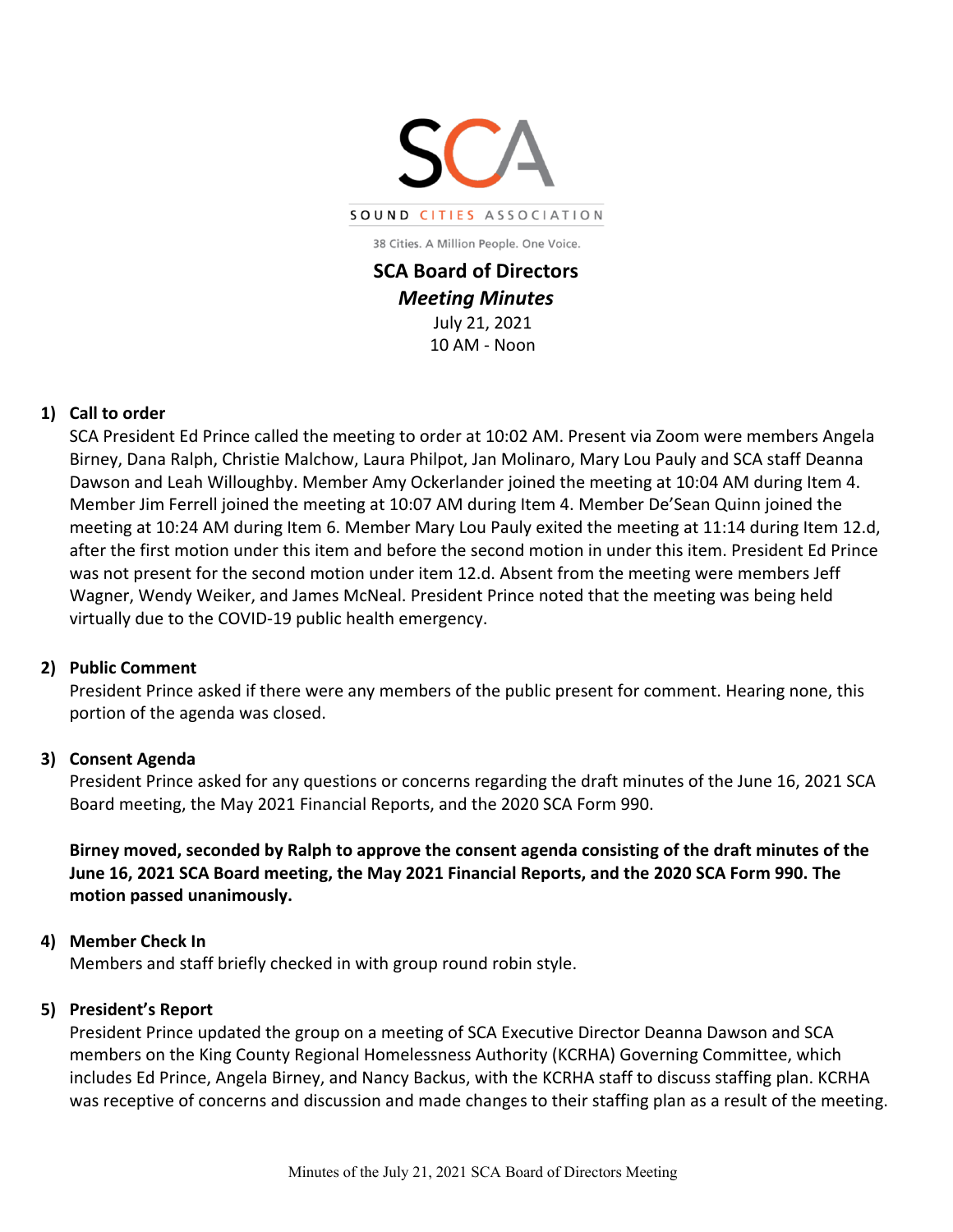SCA

SOUND CITIES ASSOCIATION

38 Cities. A Million People. One Voice.

# SCA Board of Directors

## *Meeting Minutes*

July 21, 2021
10 AM - Noon

### 1) Call to order

SCA President Ed Prince called the meeting to order at 10:02 AM. Present via Zoom were members Angela Birney, Dana Ralph, Christie Malchow, Laura Philpot, Jan Molinaro, Mary Lou Pauly and SCA staff Deanna Dawson and Leah Willoughby. Member Amy Ockerlander joined the meeting at 10:04 AM during Item 4. Member Jim Ferrell joined the meeting at 10:07 AM during Item 4. Member De'Sean Quinn joined the meeting at 10:24 AM during Item 6. Member Mary Lou Pauly exited the meeting at 11:14 during Item 12.d, after the first motion under this item and before the second motion in under this item. President Ed Prince was not present for the second motion under item 12.d. Absent from the meeting were members Jeff Wagner, Wendy Weiker, and James McNeal. President Prince noted that the meeting was being held virtually due to the COVID-19 public health emergency.

### 2) Public Comment

President Prince asked if there were any members of the public present for comment. Hearing none, this portion of the agenda was closed.

### 3) Consent Agenda

President Prince asked for any questions or concerns regarding the draft minutes of the June 16, 2021 SCA Board meeting, the May 2021 Financial Reports, and the 2020 SCA Form 990.

**Birney moved, seconded by Ralph to approve the consent agenda consisting of the draft minutes of the June 16, 2021 SCA Board meeting, the May 2021 Financial Reports, and the 2020 SCA Form 990. The motion passed unanimously.**

### 4) Member Check In

Members and staff briefly checked in with group round robin style.

### 5) President's Report

President Prince updated the group on a meeting of SCA Executive Director Deanna Dawson and SCA members on the King County Regional Homelessness Authority (KCRHA) Governing Committee, which includes Ed Prince, Angela Birney, and Nancy Backus, with the KCRHA staff to discuss staffing plan. KCRHA was receptive of concerns and discussion and made changes to their staffing plan as a result of the meeting.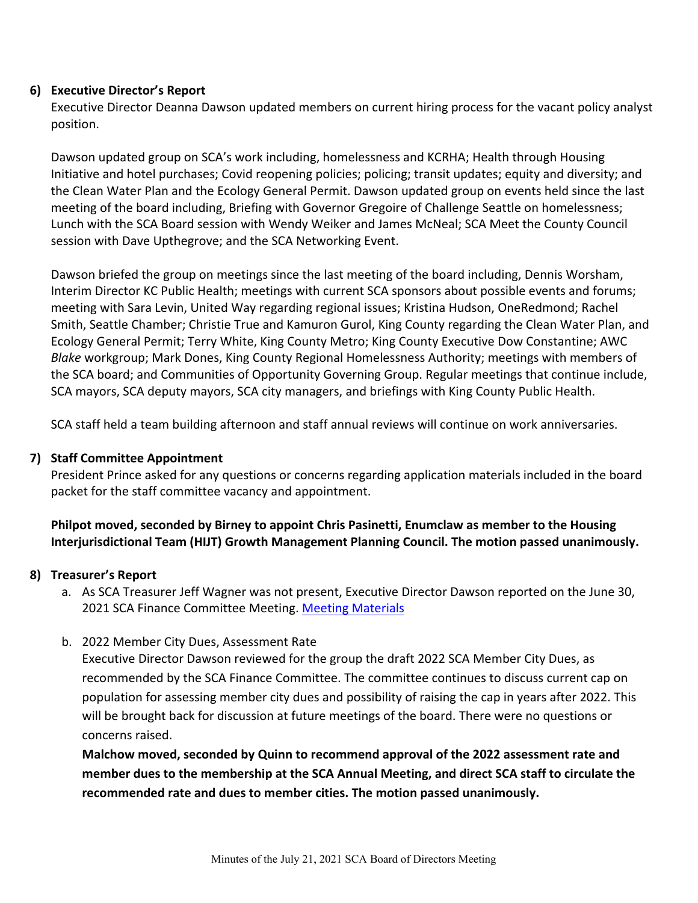**6) Executive Director's Report**

Executive Director Deanna Dawson updated members on current hiring process for the vacant policy analyst position.

Dawson updated group on SCA's work including, homelessness and KCRHA; Health through Housing Initiative and hotel purchases; Covid reopening policies; policing; transit updates; equity and diversity; and the Clean Water Plan and the Ecology General Permit. Dawson updated group on events held since the last meeting of the board including, Briefing with Governor Gregoire of Challenge Seattle on homelessness; Lunch with the SCA Board session with Wendy Weiker and James McNeal; SCA Meet the County Council session with Dave Upthegrove; and the SCA Networking Event.

Dawson briefed the group on meetings since the last meeting of the board including, Dennis Worsham, Interim Director KC Public Health; meetings with current SCA sponsors about possible events and forums; meeting with Sara Levin, United Way regarding regional issues; Kristina Hudson, OneRedmond; Rachel Smith, Seattle Chamber; Christie True and Kamuron Gurol, King County regarding the Clean Water Plan, and Ecology General Permit; Terry White, King County Metro; King County Executive Dow Constantine; AWC *Blake* workgroup; Mark Dones, King County Regional Homelessness Authority; meetings with members of the SCA board; and Communities of Opportunity Governing Group. Regular meetings that continue include, SCA mayors, SCA deputy mayors, SCA city managers, and briefings with King County Public Health.

SCA staff held a team building afternoon and staff annual reviews will continue on work anniversaries.

**7) Staff Committee Appointment**

President Prince asked for any questions or concerns regarding application materials included in the board packet for the staff committee vacancy and appointment.

**Philpot moved, seconded by Birney to appoint Chris Pasinetti, Enumclaw as member to the Housing Interjurisdictional Team (HIJT) Growth Management Planning Council. The motion passed unanimously.**

**8) Treasurer's Report**

a. As SCA Treasurer Jeff Wagner was not present, Executive Director Dawson reported on the June 30, 2021 SCA Finance Committee Meeting. Meeting Materials

b. 2022 Member City Dues, Assessment Rate

Executive Director Dawson reviewed for the group the draft 2022 SCA Member City Dues, as recommended by the SCA Finance Committee. The committee continues to discuss current cap on population for assessing member city dues and possibility of raising the cap in years after 2022. This will be brought back for discussion at future meetings of the board. There were no questions or concerns raised.

**Malchow moved, seconded by Quinn to recommend approval of the 2022 assessment rate and member dues to the membership at the SCA Annual Meeting, and direct SCA staff to circulate the recommended rate and dues to member cities. The motion passed unanimously.**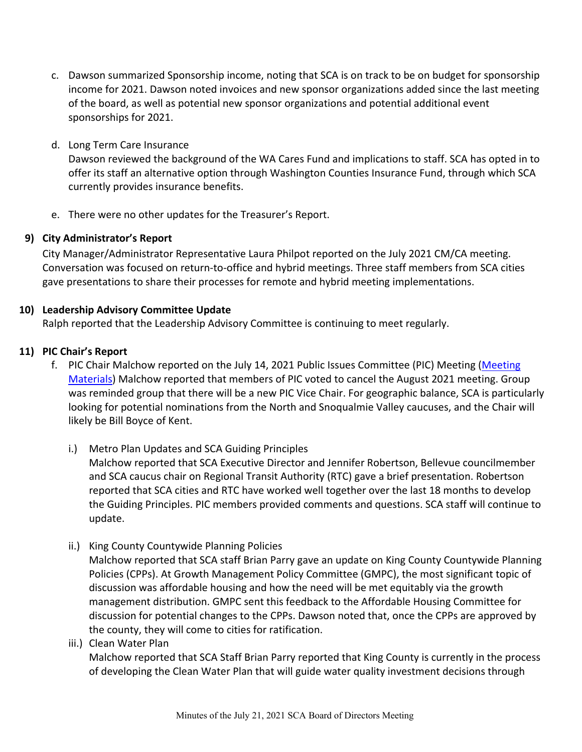c. Dawson summarized Sponsorship income, noting that SCA is on track to be on budget for sponsorship income for 2021. Dawson noted invoices and new sponsor organizations added since the last meeting of the board, as well as potential new sponsor organizations and potential additional event sponsorships for 2021.

d. Long Term Care Insurance
   Dawson reviewed the background of the WA Cares Fund and implications to staff. SCA has opted in to offer its staff an alternative option through Washington Counties Insurance Fund, through which SCA currently provides insurance benefits.

e. There were no other updates for the Treasurer's Report.

**9) City Administrator's Report**

City Manager/Administrator Representative Laura Philpot reported on the July 2021 CM/CA meeting. Conversation was focused on return-to-office and hybrid meetings. Three staff members from SCA cities gave presentations to share their processes for remote and hybrid meeting implementations.

**10) Leadership Advisory Committee Update**

Ralph reported that the Leadership Advisory Committee is continuing to meet regularly.

**11) PIC Chair's Report**

f. PIC Chair Malchow reported on the July 14, 2021 Public Issues Committee (PIC) Meeting (Meeting Materials) Malchow reported that members of PIC voted to cancel the August 2021 meeting. Group was reminded group that there will be a new PIC Vice Chair. For geographic balance, SCA is particularly looking for potential nominations from the North and Snoqualmie Valley caucuses, and the Chair will likely be Bill Boyce of Kent.

   i.) Metro Plan Updates and SCA Guiding Principles
   Malchow reported that SCA Executive Director and Jennifer Robertson, Bellevue councilmember and SCA caucus chair on Regional Transit Authority (RTC) gave a brief presentation. Robertson reported that SCA cities and RTC have worked well together over the last 18 months to develop the Guiding Principles. PIC members provided comments and questions. SCA staff will continue to update.

   ii.) King County Countywide Planning Policies
   Malchow reported that SCA staff Brian Parry gave an update on King County Countywide Planning Policies (CPPs). At Growth Management Policy Committee (GMPC), the most significant topic of discussion was affordable housing and how the need will be met equitably via the growth management distribution. GMPC sent this feedback to the Affordable Housing Committee for discussion for potential changes to the CPPs. Dawson noted that, once the CPPs are approved by the county, they will come to cities for ratification.

   iii.) Clean Water Plan
   Malchow reported that SCA Staff Brian Parry reported that King County is currently in the process of developing the Clean Water Plan that will guide water quality investment decisions through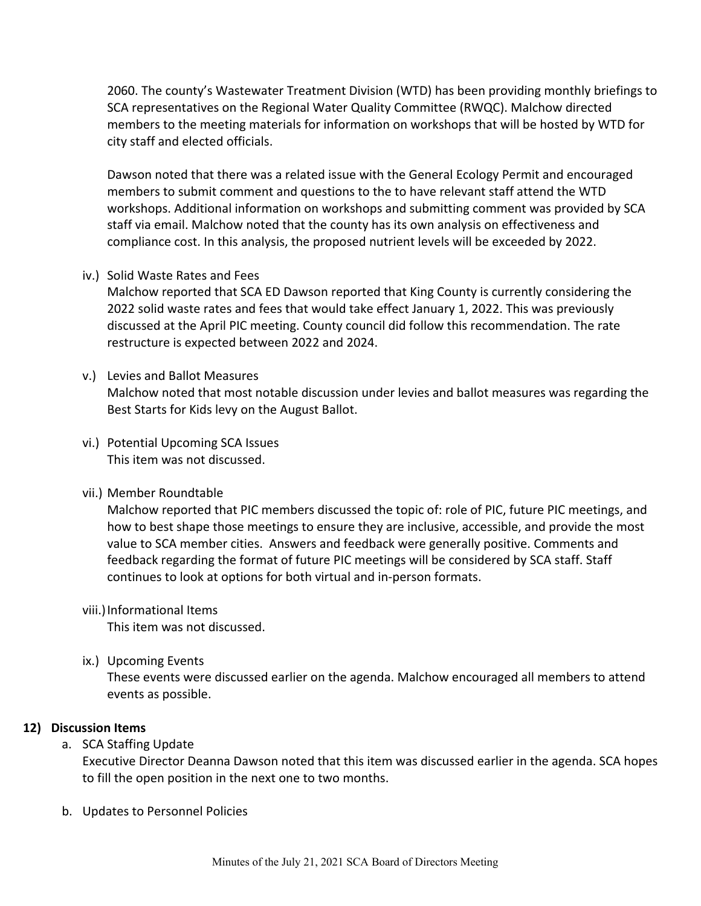2060. The county's Wastewater Treatment Division (WTD) has been providing monthly briefings to SCA representatives on the Regional Water Quality Committee (RWQC). Malchow directed members to the meeting materials for information on workshops that will be hosted by WTD for city staff and elected officials.

Dawson noted that there was a related issue with the General Ecology Permit and encouraged members to submit comment and questions to the to have relevant staff attend the WTD workshops. Additional information on workshops and submitting comment was provided by SCA staff via email. Malchow noted that the county has its own analysis on effectiveness and compliance cost. In this analysis, the proposed nutrient levels will be exceeded by 2022.

iv.) Solid Waste Rates and Fees
Malchow reported that SCA ED Dawson reported that King County is currently considering the 2022 solid waste rates and fees that would take effect January 1, 2022. This was previously discussed at the April PIC meeting. County council did follow this recommendation. The rate restructure is expected between 2022 and 2024.

v.) Levies and Ballot Measures
Malchow noted that most notable discussion under levies and ballot measures was regarding the Best Starts for Kids levy on the August Ballot.

vi.) Potential Upcoming SCA Issues
This item was not discussed.

vii.) Member Roundtable
Malchow reported that PIC members discussed the topic of: role of PIC, future PIC meetings, and how to best shape those meetings to ensure they are inclusive, accessible, and provide the most value to SCA member cities. Answers and feedback were generally positive. Comments and feedback regarding the format of future PIC meetings will be considered by SCA staff. Staff continues to look at options for both virtual and in-person formats.

viii.) Informational Items
This item was not discussed.

ix.) Upcoming Events
These events were discussed earlier on the agenda. Malchow encouraged all members to attend events as possible.

**12) Discussion Items**

a. SCA Staffing Update
Executive Director Deanna Dawson noted that this item was discussed earlier in the agenda. SCA hopes to fill the open position in the next one to two months.

b. Updates to Personnel Policies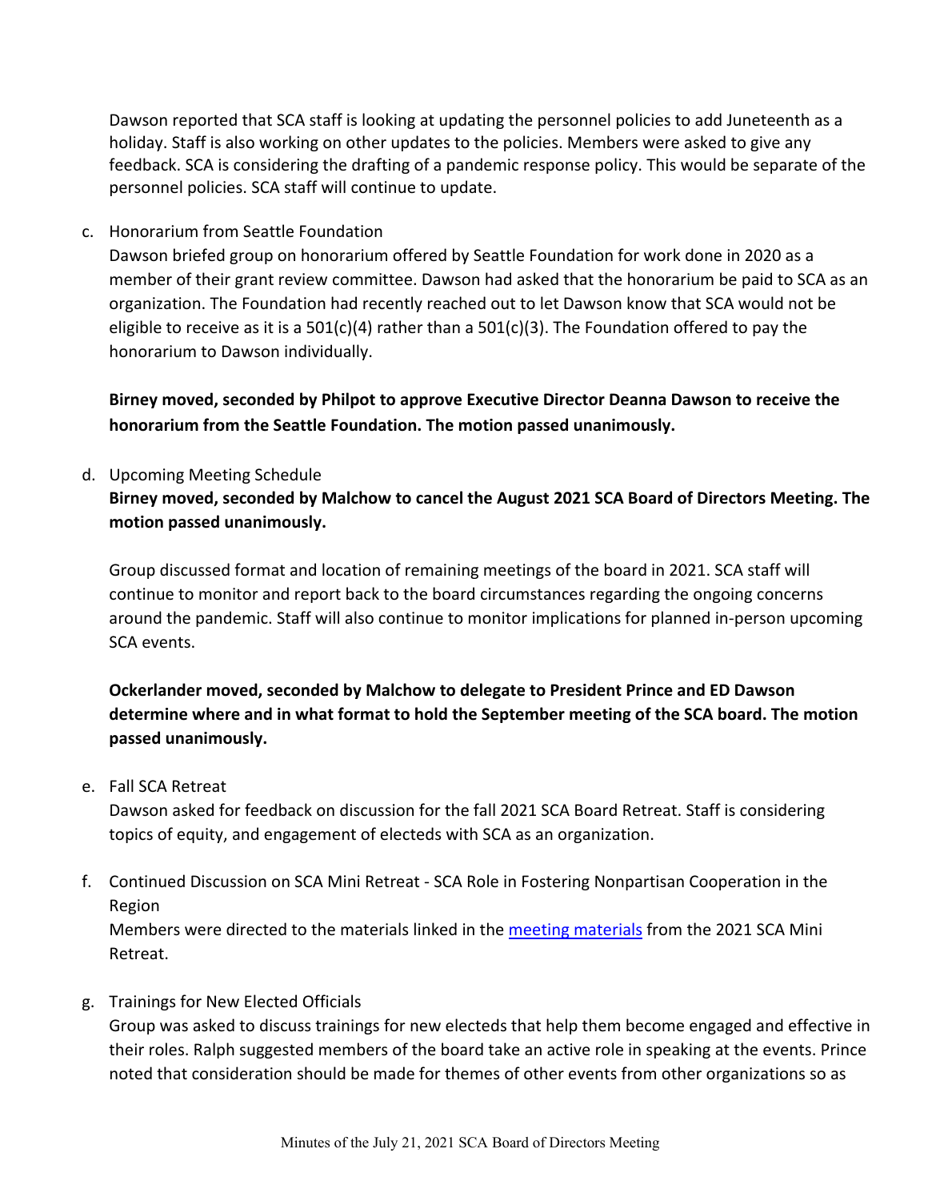Dawson reported that SCA staff is looking at updating the personnel policies to add Juneteenth as a holiday. Staff is also working on other updates to the policies. Members were asked to give any feedback. SCA is considering the drafting of a pandemic response policy. This would be separate of the personnel policies. SCA staff will continue to update.

c. Honorarium from Seattle Foundation

Dawson briefed group on honorarium offered by Seattle Foundation for work done in 2020 as a member of their grant review committee. Dawson had asked that the honorarium be paid to SCA as an organization. The Foundation had recently reached out to let Dawson know that SCA would not be eligible to receive as it is a 501(c)(4) rather than a 501(c)(3). The Foundation offered to pay the honorarium to Dawson individually.

**Birney moved, seconded by Philpot to approve Executive Director Deanna Dawson to receive the honorarium from the Seattle Foundation. The motion passed unanimously.**

d. Upcoming Meeting Schedule

**Birney moved, seconded by Malchow to cancel the August 2021 SCA Board of Directors Meeting. The motion passed unanimously.**

Group discussed format and location of remaining meetings of the board in 2021. SCA staff will continue to monitor and report back to the board circumstances regarding the ongoing concerns around the pandemic. Staff will also continue to monitor implications for planned in-person upcoming SCA events.

**Ockerlander moved, seconded by Malchow to delegate to President Prince and ED Dawson determine where and in what format to hold the September meeting of the SCA board. The motion passed unanimously.**

e. Fall SCA Retreat

Dawson asked for feedback on discussion for the fall 2021 SCA Board Retreat. Staff is considering topics of equity, and engagement of electeds with SCA as an organization.

f. Continued Discussion on SCA Mini Retreat - SCA Role in Fostering Nonpartisan Cooperation in the Region

Members were directed to the materials linked in the meeting materials from the 2021 SCA Mini Retreat.

g. Trainings for New Elected Officials

Group was asked to discuss trainings for new electeds that help them become engaged and effective in their roles. Ralph suggested members of the board take an active role in speaking at the events. Prince noted that consideration should be made for themes of other events from other organizations so as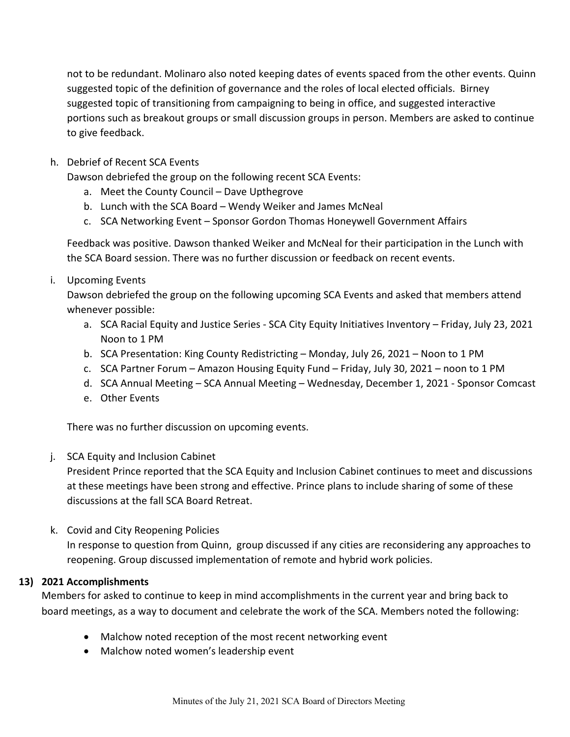not to be redundant. Molinaro also noted keeping dates of events spaced from the other events. Quinn suggested topic of the definition of governance and the roles of local elected officials. Birney suggested topic of transitioning from campaigning to being in office, and suggested interactive portions such as breakout groups or small discussion groups in person. Members are asked to continue to give feedback.

h. Debrief of Recent SCA Events

Dawson debriefed the group on the following recent SCA Events:

a. Meet the County Council – Dave Upthegrove
b. Lunch with the SCA Board – Wendy Weiker and James McNeal
c. SCA Networking Event – Sponsor Gordon Thomas Honeywell Government Affairs

Feedback was positive. Dawson thanked Weiker and McNeal for their participation in the Lunch with the SCA Board session. There was no further discussion or feedback on recent events.

i. Upcoming Events

Dawson debriefed the group on the following upcoming SCA Events and asked that members attend whenever possible:

a. SCA Racial Equity and Justice Series - SCA City Equity Initiatives Inventory – Friday, July 23, 2021 Noon to 1 PM
b. SCA Presentation: King County Redistricting – Monday, July 26, 2021 – Noon to 1 PM
c. SCA Partner Forum – Amazon Housing Equity Fund – Friday, July 30, 2021 – noon to 1 PM
d. SCA Annual Meeting – SCA Annual Meeting – Wednesday, December 1, 2021 - Sponsor Comcast
e. Other Events

There was no further discussion on upcoming events.

j. SCA Equity and Inclusion Cabinet

President Prince reported that the SCA Equity and Inclusion Cabinet continues to meet and discussions at these meetings have been strong and effective. Prince plans to include sharing of some of these discussions at the fall SCA Board Retreat.

k. Covid and City Reopening Policies

In response to question from Quinn, group discussed if any cities are reconsidering any approaches to reopening. Group discussed implementation of remote and hybrid work policies.

**13) 2021 Accomplishments**

Members for asked to continue to keep in mind accomplishments in the current year and bring back to board meetings, as a way to document and celebrate the work of the SCA. Members noted the following:

- Malchow noted reception of the most recent networking event
- Malchow noted women's leadership event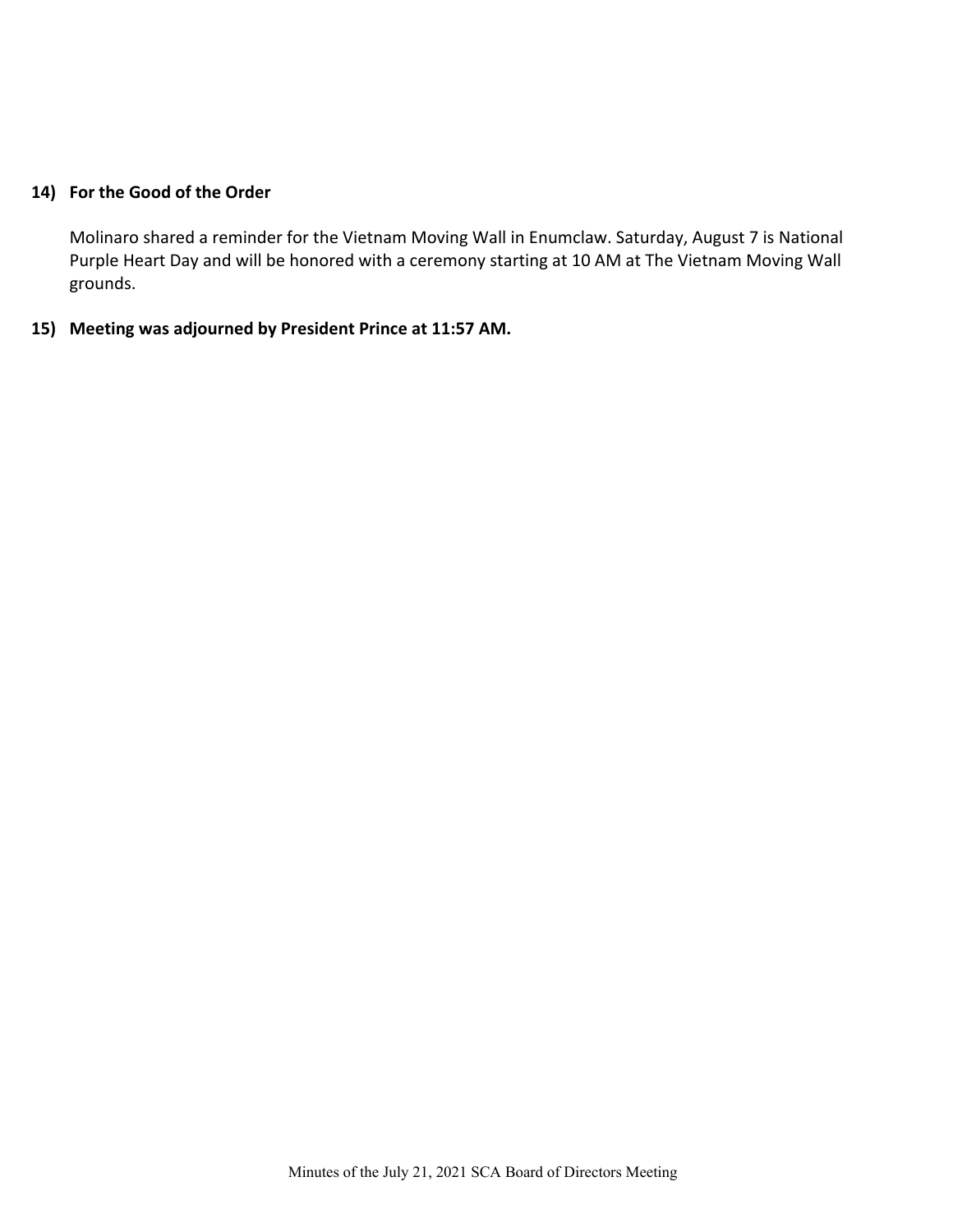**14) For the Good of the Order**

Molinaro shared a reminder for the Vietnam Moving Wall in Enumclaw. Saturday, August 7 is National Purple Heart Day and will be honored with a ceremony starting at 10 AM at The Vietnam Moving Wall grounds.

**15) Meeting was adjourned by President Prince at 11:57 AM.**